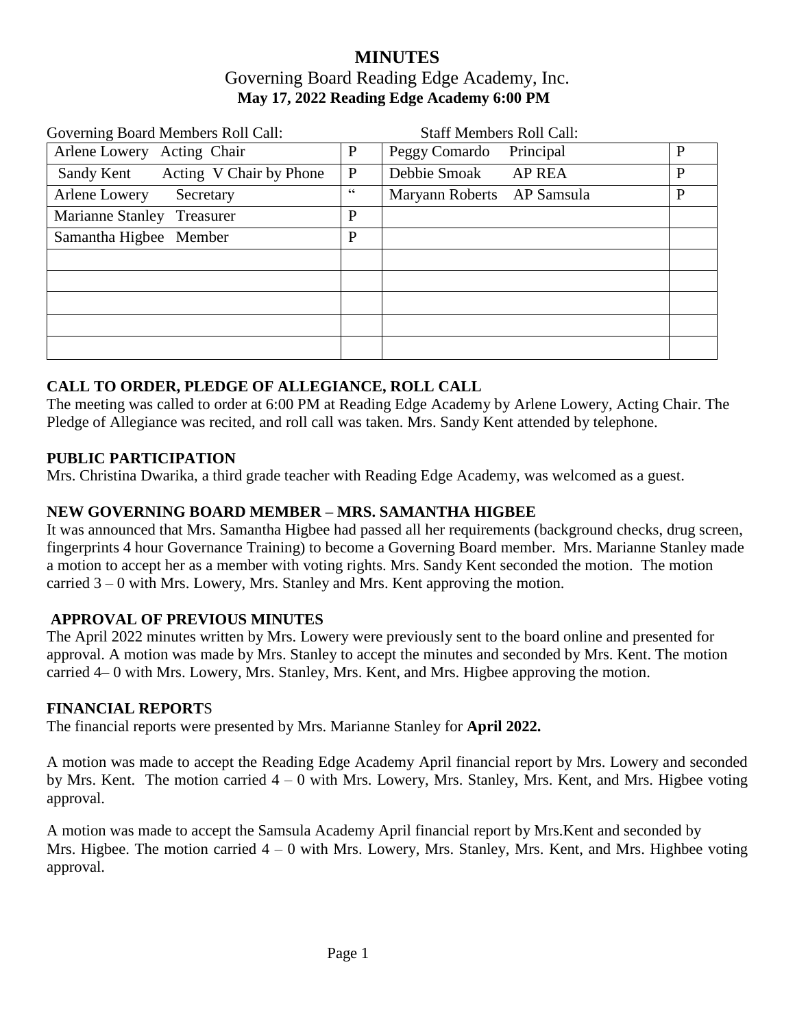# MINUTES

## Governing Board Reading Edge Academy, Inc.

**May 17, 2022 Reading Edge Academy 6:00 PM**

| Governing Board Members Roll Call: | | Staff Members Roll Call: | |
|---|---|---|---|
| Arlene Lowery Acting Chair | P | Peggy Comardo Principal | P |
| Sandy Kent Acting V Chair by Phone | P | Debbie Smoak AP REA | P |
| Arlene Lowery Secretary | “ | Maryann Roberts AP Samsula | P |
| Marianne Stanley Treasurer | P | | |
| Samantha Higbee Member | P | | |
| | | | |
| | | | |
| | | | |
| | | | |
| | | | |

### CALL TO ORDER, PLEDGE OF ALLEGIANCE, ROLL CALL

The meeting was called to order at 6:00 PM at Reading Edge Academy by Arlene Lowery, Acting Chair. The Pledge of Allegiance was recited, and roll call was taken. Mrs. Sandy Kent attended by telephone.

### PUBLIC PARTICIPATION

Mrs. Christina Dwarika, a third grade teacher with Reading Edge Academy, was welcomed as a guest.

### NEW GOVERNING BOARD MEMBER – MRS. SAMANTHA HIGBEE

It was announced that Mrs. Samantha Higbee had passed all her requirements (background checks, drug screen, fingerprints 4 hour Governance Training) to become a Governing Board member. Mrs. Marianne Stanley made a motion to accept her as a member with voting rights. Mrs. Sandy Kent seconded the motion. The motion carried 3 – 0 with Mrs. Lowery, Mrs. Stanley and Mrs. Kent approving the motion.

### APPROVAL OF PREVIOUS MINUTES

The April 2022 minutes written by Mrs. Lowery were previously sent to the board online and presented for approval. A motion was made by Mrs. Stanley to accept the minutes and seconded by Mrs. Kent. The motion carried 4– 0 with Mrs. Lowery, Mrs. Stanley, Mrs. Kent, and Mrs. Higbee approving the motion.

### FINANCIAL REPORTS

The financial reports were presented by Mrs. Marianne Stanley for **April 2022.**

A motion was made to accept the Reading Edge Academy April financial report by Mrs. Lowery and seconded by Mrs. Kent. The motion carried 4 – 0 with Mrs. Lowery, Mrs. Stanley, Mrs. Kent, and Mrs. Higbee voting approval.

A motion was made to accept the Samsula Academy April financial report by Mrs.Kent and seconded by Mrs. Higbee. The motion carried 4 – 0 with Mrs. Lowery, Mrs. Stanley, Mrs. Kent, and Mrs. Highbee voting approval.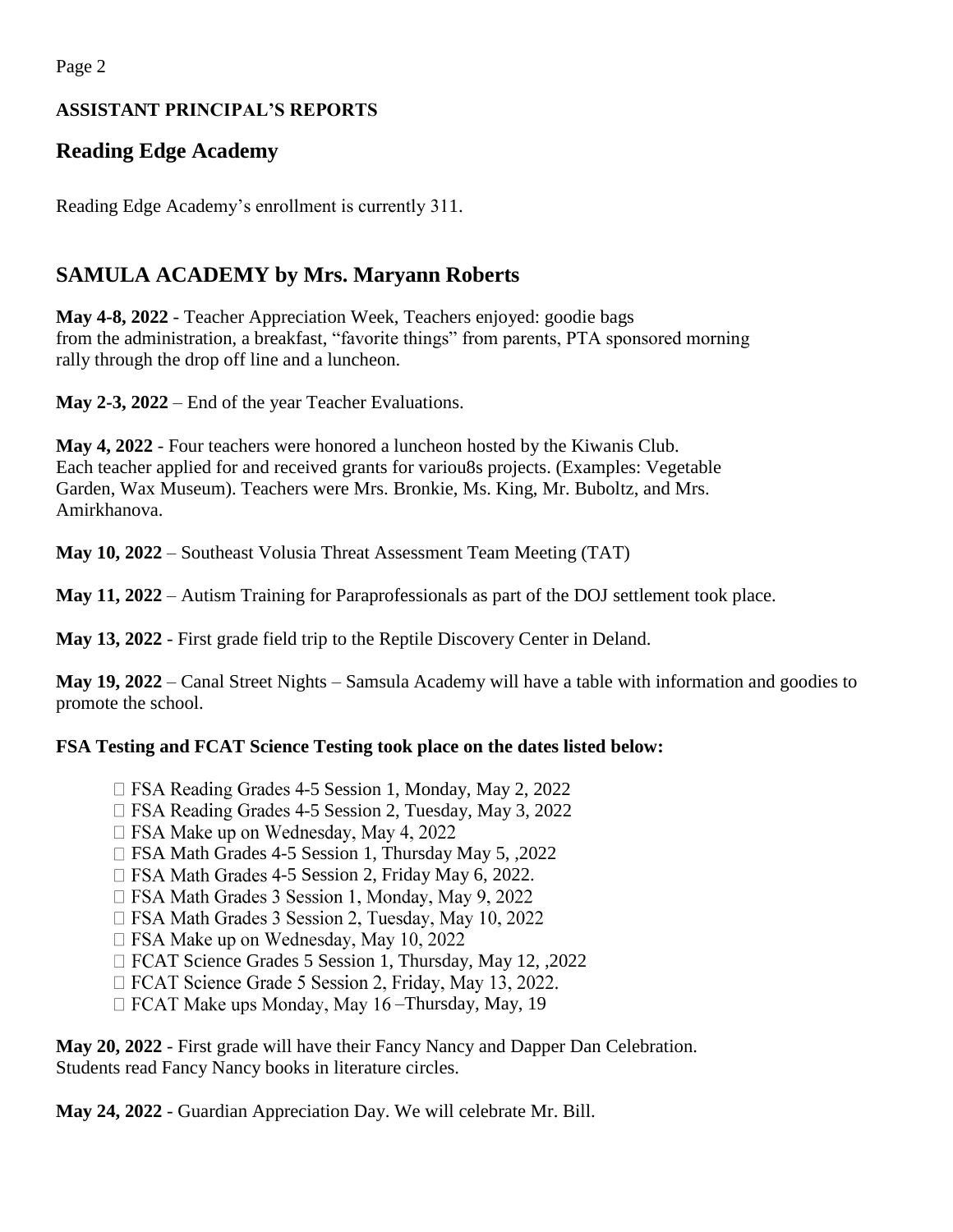**ASSISTANT PRINCIPAL'S REPORTS**

## Reading Edge Academy

Reading Edge Academy's enrollment is currently 311.

## SAMULA ACADEMY by Mrs. Maryann Roberts

**May 4-8, 2022** - Teacher Appreciation Week, Teachers enjoyed: goodie bags from the administration, a breakfast, "favorite things" from parents, PTA sponsored morning rally through the drop off line and a luncheon.

**May 2-3, 2022** – End of the year Teacher Evaluations.

**May 4, 2022** - Four teachers were honored a luncheon hosted by the Kiwanis Club. Each teacher applied for and received grants for variou8s projects. (Examples: Vegetable Garden, Wax Museum). Teachers were Mrs. Bronkie, Ms. King, Mr. Buboltz, and Mrs. Amirkhanova.

**May 10, 2022** – Southeast Volusia Threat Assessment Team Meeting (TAT)

**May 11, 2022** – Autism Training for Paraprofessionals as part of the DOJ settlement took place.

**May 13, 2022** - First grade field trip to the Reptile Discovery Center in Deland.

**May 19, 2022** – Canal Street Nights – Samsula Academy will have a table with information and goodies to promote the school.

**FSA Testing and FCAT Science Testing took place on the dates listed below:**

- FSA Reading Grades 4-5 Session 1, Monday, May 2, 2022
- FSA Reading Grades 4-5 Session 2, Tuesday, May 3, 2022
- FSA Make up on Wednesday, May 4, 2022
- FSA Math Grades 4-5 Session 1, Thursday May 5, ,2022
- FSA Math Grades 4-5 Session 2, Friday May 6, 2022.
- FSA Math Grades 3 Session 1, Monday, May 9, 2022
- FSA Math Grades 3 Session 2, Tuesday, May 10, 2022
- FSA Make up on Wednesday, May 10, 2022
- FCAT Science Grades 5 Session 1, Thursday, May 12, ,2022
- FCAT Science Grade 5 Session 2, Friday, May 13, 2022.
- FCAT Make ups Monday, May 16 –Thursday, May, 19

**May 20, 2022** - First grade will have their Fancy Nancy and Dapper Dan Celebration. Students read Fancy Nancy books in literature circles.

**May 24, 2022** - Guardian Appreciation Day. We will celebrate Mr. Bill.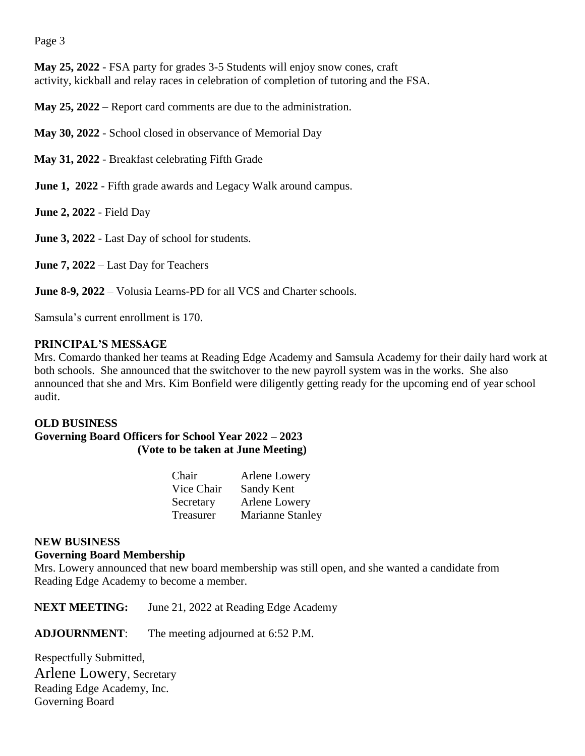**May 25, 2022** - FSA party for grades 3-5 Students will enjoy snow cones, craft activity, kickball and relay races in celebration of completion of tutoring and the FSA.

**May 25, 2022** – Report card comments are due to the administration.

**May 30, 2022** - School closed in observance of Memorial Day

**May 31, 2022** - Breakfast celebrating Fifth Grade

**June 1, 2022** - Fifth grade awards and Legacy Walk around campus.

**June 2, 2022** - Field Day

**June 3, 2022** - Last Day of school for students.

**June 7, 2022** – Last Day for Teachers

**June 8-9, 2022** – Volusia Learns-PD for all VCS and Charter schools.

Samsula's current enrollment is 170.

**PRINCIPAL'S MESSAGE**

Mrs. Comardo thanked her teams at Reading Edge Academy and Samsula Academy for their daily hard work at both schools. She announced that the switchover to the new payroll system was in the works. She also announced that she and Mrs. Kim Bonfield were diligently getting ready for the upcoming end of year school audit.

**OLD BUSINESS**

**Governing Board Officers for School Year 2022 – 2023**
**(Vote to be taken at June Meeting)**

| | |
|---|---|
| Chair | Arlene Lowery |
| Vice Chair | Sandy Kent |
| Secretary | Arlene Lowery |
| Treasurer | Marianne Stanley |

**NEW BUSINESS**

**Governing Board Membership**

Mrs. Lowery announced that new board membership was still open, and she wanted a candidate from Reading Edge Academy to become a member.

**NEXT MEETING:** June 21, 2022 at Reading Edge Academy

**ADJOURNMENT**: The meeting adjourned at 6:52 P.M.

Respectfully Submitted,
Arlene Lowery, Secretary
Reading Edge Academy, Inc.
Governing Board